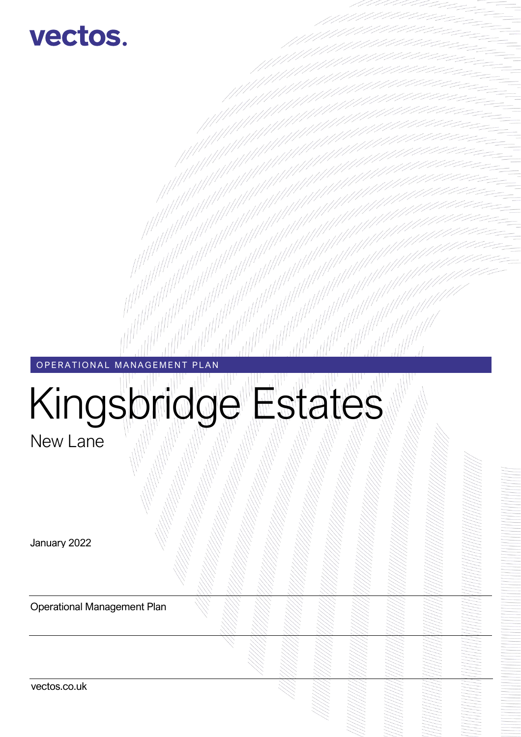vectos.

OPERATIONAL MANAGEMENT PLAN

# Kingsbridge Estates

## New Lane

January 2022

Operational Management Plan

vectos.co.uk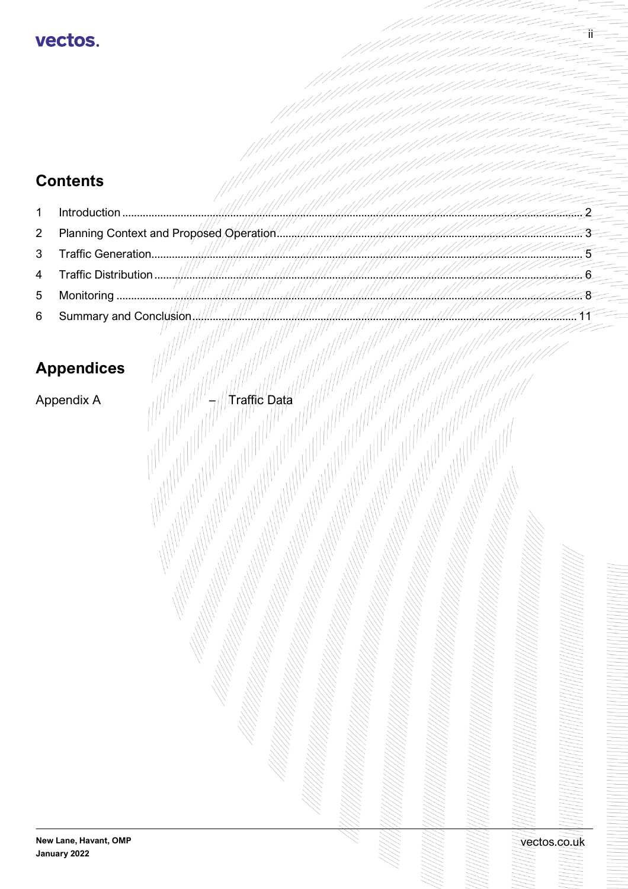## Contents

| | | |
|---|---|---|
| 1 | Introduction | 2 |
| 2 | Planning Context and Proposed Operation | 3 |
| 3 | Traffic Generation | 5 |
| 4 | Traffic Distribution | 6 |
| 5 | Monitoring | 8 |
| 6 | Summary and Conclusion | 11 |

## Appendices

Appendix A – Traffic Data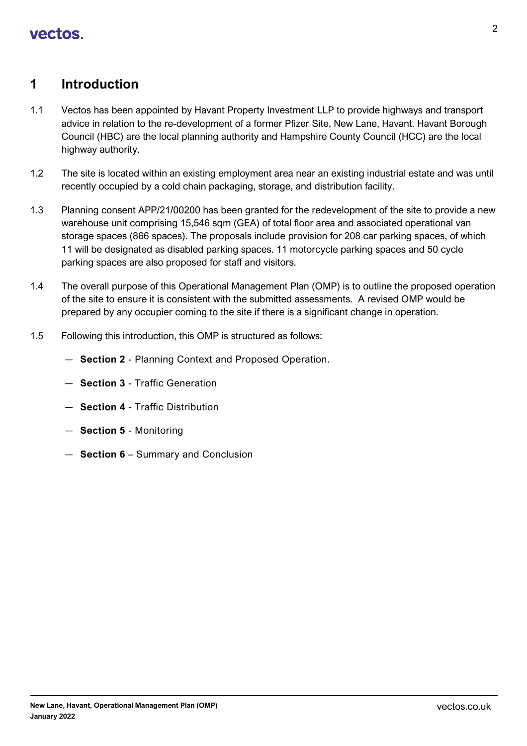# 1 Introduction

1.1 Vectos has been appointed by Havant Property Investment LLP to provide highways and transport advice in relation to the re-development of a former Pfizer Site, New Lane, Havant. Havant Borough Council (HBC) are the local planning authority and Hampshire County Council (HCC) are the local highway authority.

1.2 The site is located within an existing employment area near an existing industrial estate and was until recently occupied by a cold chain packaging, storage, and distribution facility.

1.3 Planning consent APP/21/00200 has been granted for the redevelopment of the site to provide a new warehouse unit comprising 15,546 sqm (GEA) of total floor area and associated operational van storage spaces (866 spaces). The proposals include provision for 208 car parking spaces, of which 11 will be designated as disabled parking spaces. 11 motorcycle parking spaces and 50 cycle parking spaces are also proposed for staff and visitors.

1.4 The overall purpose of this Operational Management Plan (OMP) is to outline the proposed operation of the site to ensure it is consistent with the submitted assessments. A revised OMP would be prepared by any occupier coming to the site if there is a significant change in operation.

1.5 Following this introduction, this OMP is structured as follows:

- **Section 2** - Planning Context and Proposed Operation.
- **Section 3** - Traffic Generation
- **Section 4** - Traffic Distribution
- **Section 5** - Monitoring
- **Section 6** – Summary and Conclusion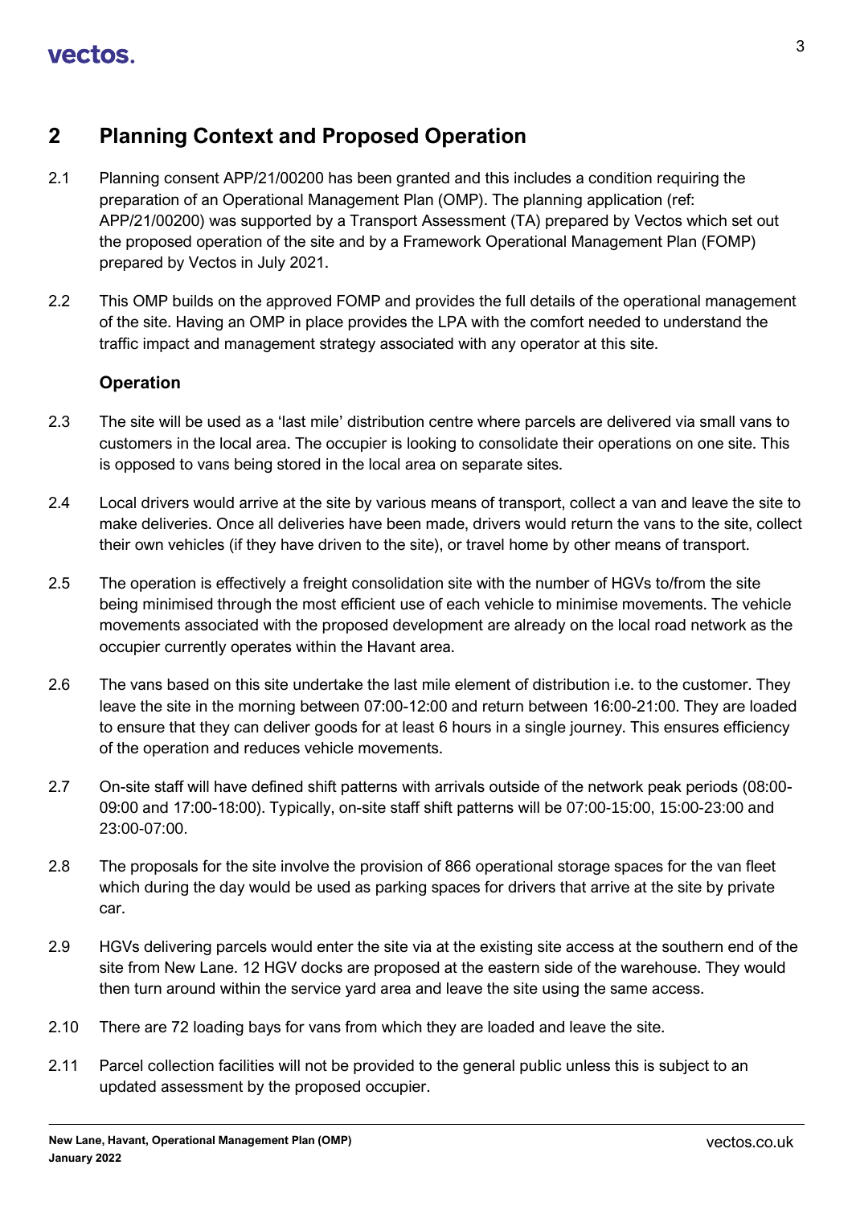## 2 Planning Context and Proposed Operation

2.1 Planning consent APP/21/00200 has been granted and this includes a condition requiring the preparation of an Operational Management Plan (OMP). The planning application (ref: APP/21/00200) was supported by a Transport Assessment (TA) prepared by Vectos which set out the proposed operation of the site and by a Framework Operational Management Plan (FOMP) prepared by Vectos in July 2021.

2.2 This OMP builds on the approved FOMP and provides the full details of the operational management of the site. Having an OMP in place provides the LPA with the comfort needed to understand the traffic impact and management strategy associated with any operator at this site.

### Operation

2.3 The site will be used as a 'last mile' distribution centre where parcels are delivered via small vans to customers in the local area. The occupier is looking to consolidate their operations on one site. This is opposed to vans being stored in the local area on separate sites.

2.4 Local drivers would arrive at the site by various means of transport, collect a van and leave the site to make deliveries. Once all deliveries have been made, drivers would return the vans to the site, collect their own vehicles (if they have driven to the site), or travel home by other means of transport.

2.5 The operation is effectively a freight consolidation site with the number of HGVs to/from the site being minimised through the most efficient use of each vehicle to minimise movements. The vehicle movements associated with the proposed development are already on the local road network as the occupier currently operates within the Havant area.

2.6 The vans based on this site undertake the last mile element of distribution i.e. to the customer. They leave the site in the morning between 07:00-12:00 and return between 16:00-21:00. They are loaded to ensure that they can deliver goods for at least 6 hours in a single journey. This ensures efficiency of the operation and reduces vehicle movements.

2.7 On-site staff will have defined shift patterns with arrivals outside of the network peak periods (08:00-09:00 and 17:00-18:00). Typically, on-site staff shift patterns will be 07:00-15:00, 15:00-23:00 and 23:00-07:00.

2.8 The proposals for the site involve the provision of 866 operational storage spaces for the van fleet which during the day would be used as parking spaces for drivers that arrive at the site by private car.

2.9 HGVs delivering parcels would enter the site via at the existing site access at the southern end of the site from New Lane. 12 HGV docks are proposed at the eastern side of the warehouse. They would then turn around within the service yard area and leave the site using the same access.

2.10 There are 72 loading bays for vans from which they are loaded and leave the site.

2.11 Parcel collection facilities will not be provided to the general public unless this is subject to an updated assessment by the proposed occupier.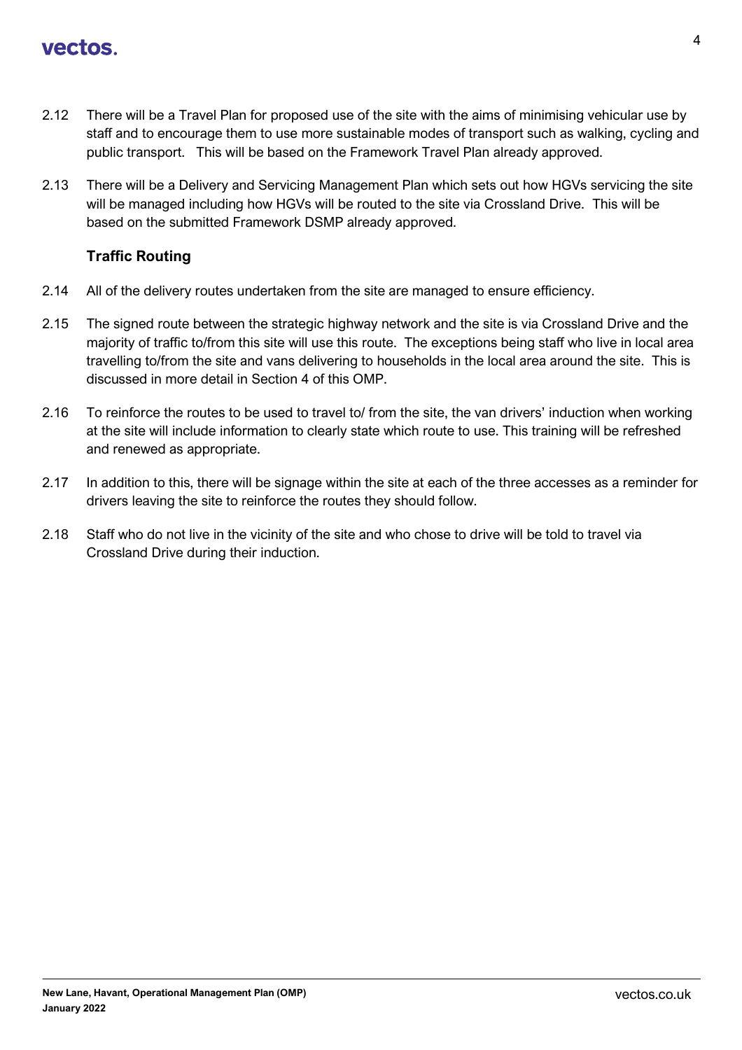2.12 There will be a Travel Plan for proposed use of the site with the aims of minimising vehicular use by staff and to encourage them to use more sustainable modes of transport such as walking, cycling and public transport. This will be based on the Framework Travel Plan already approved.

2.13 There will be a Delivery and Servicing Management Plan which sets out how HGVs servicing the site will be managed including how HGVs will be routed to the site via Crossland Drive. This will be based on the submitted Framework DSMP already approved.

### Traffic Routing

2.14 All of the delivery routes undertaken from the site are managed to ensure efficiency.

2.15 The signed route between the strategic highway network and the site is via Crossland Drive and the majority of traffic to/from this site will use this route. The exceptions being staff who live in local area travelling to/from the site and vans delivering to households in the local area around the site. This is discussed in more detail in Section 4 of this OMP.

2.16 To reinforce the routes to be used to travel to/ from the site, the van drivers' induction when working at the site will include information to clearly state which route to use. This training will be refreshed and renewed as appropriate.

2.17 In addition to this, there will be signage within the site at each of the three accesses as a reminder for drivers leaving the site to reinforce the routes they should follow.

2.18 Staff who do not live in the vicinity of the site and who chose to drive will be told to travel via Crossland Drive during their induction.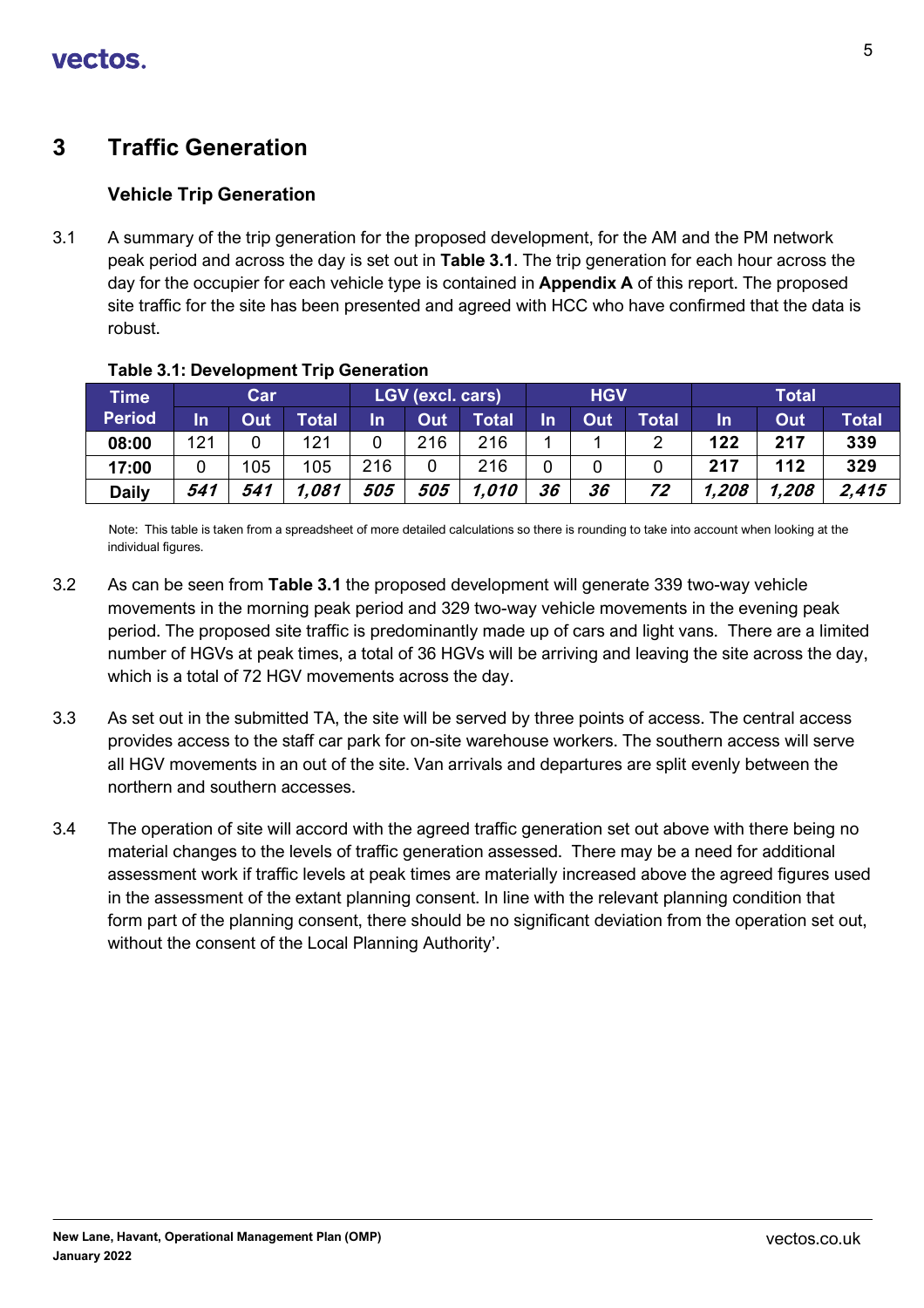# 3 Traffic Generation

## Vehicle Trip Generation

3.1 A summary of the trip generation for the proposed development, for the AM and the PM network peak period and across the day is set out in **Table 3.1**. The trip generation for each hour across the day for the occupier for each vehicle type is contained in **Appendix A** of this report. The proposed site traffic for the site has been presented and agreed with HCC who have confirmed that the data is robust.

**Table 3.1: Development Trip Generation**

| Time Period | Car | | | LGV (excl. cars) | | | HGV | | | Total | | |
|---|---|---|---|---|---|---|---|---|---|---|---|---|
| | In | Out | Total | In | Out | Total | In | Out | Total | In | Out | Total |
| **08:00** | 121 | 0 | 121 | 0 | 216 | 216 | 1 | 1 | 2 | **122** | **217** | **339** |
| **17:00** | 0 | 105 | 105 | 216 | 0 | 216 | 0 | 0 | 0 | **217** | **112** | **329** |
| **Daily** | ***541*** | ***541*** | ***1,081*** | ***505*** | ***505*** | ***1,010*** | ***36*** | ***36*** | ***72*** | ***1,208*** | ***1,208*** | ***2,415*** |

Note: This table is taken from a spreadsheet of more detailed calculations so there is rounding to take into account when looking at the individual figures.

3.2 As can be seen from **Table 3.1** the proposed development will generate 339 two-way vehicle movements in the morning peak period and 329 two-way vehicle movements in the evening peak period. The proposed site traffic is predominantly made up of cars and light vans. There are a limited number of HGVs at peak times, a total of 36 HGVs will be arriving and leaving the site across the day, which is a total of 72 HGV movements across the day.

3.3 As set out in the submitted TA, the site will be served by three points of access. The central access provides access to the staff car park for on-site warehouse workers. The southern access will serve all HGV movements in an out of the site. Van arrivals and departures are split evenly between the northern and southern accesses.

3.4 The operation of site will accord with the agreed traffic generation set out above with there being no material changes to the levels of traffic generation assessed. There may be a need for additional assessment work if traffic levels at peak times are materially increased above the agreed figures used in the assessment of the extant planning consent. In line with the relevant planning condition that form part of the planning consent, there should be no significant deviation from the operation set out, without the consent of the Local Planning Authority'.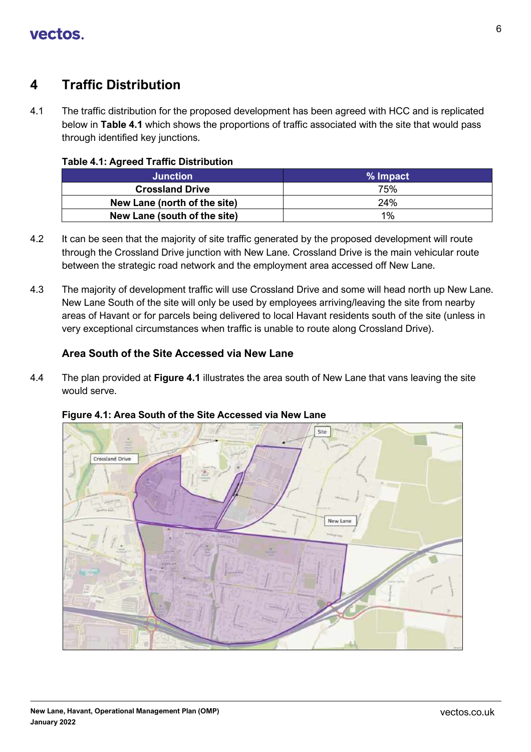# 4 Traffic Distribution

4.1 The traffic distribution for the proposed development has been agreed with HCC and is replicated below in **Table 4.1** which shows the proportions of traffic associated with the site that would pass through identified key junctions.

**Table 4.1: Agreed Traffic Distribution**

| Junction | % Impact |
|---|---|
| **Crossland Drive** | 75% |
| **New Lane (north of the site)** | 24% |
| **New Lane (south of the site)** | 1% |

4.2 It can be seen that the majority of site traffic generated by the proposed development will route through the Crossland Drive junction with New Lane. Crossland Drive is the main vehicular route between the strategic road network and the employment area accessed off New Lane.

4.3 The majority of development traffic will use Crossland Drive and some will head north up New Lane. New Lane South of the site will only be used by employees arriving/leaving the site from nearby areas of Havant or for parcels being delivered to local Havant residents south of the site (unless in very exceptional circumstances when traffic is unable to route along Crossland Drive).

## Area South of the Site Accessed via New Lane

4.4 The plan provided at **Figure 4.1** illustrates the area south of New Lane that vans leaving the site would serve.

**Figure 4.1: Area South of the Site Accessed via New Lane**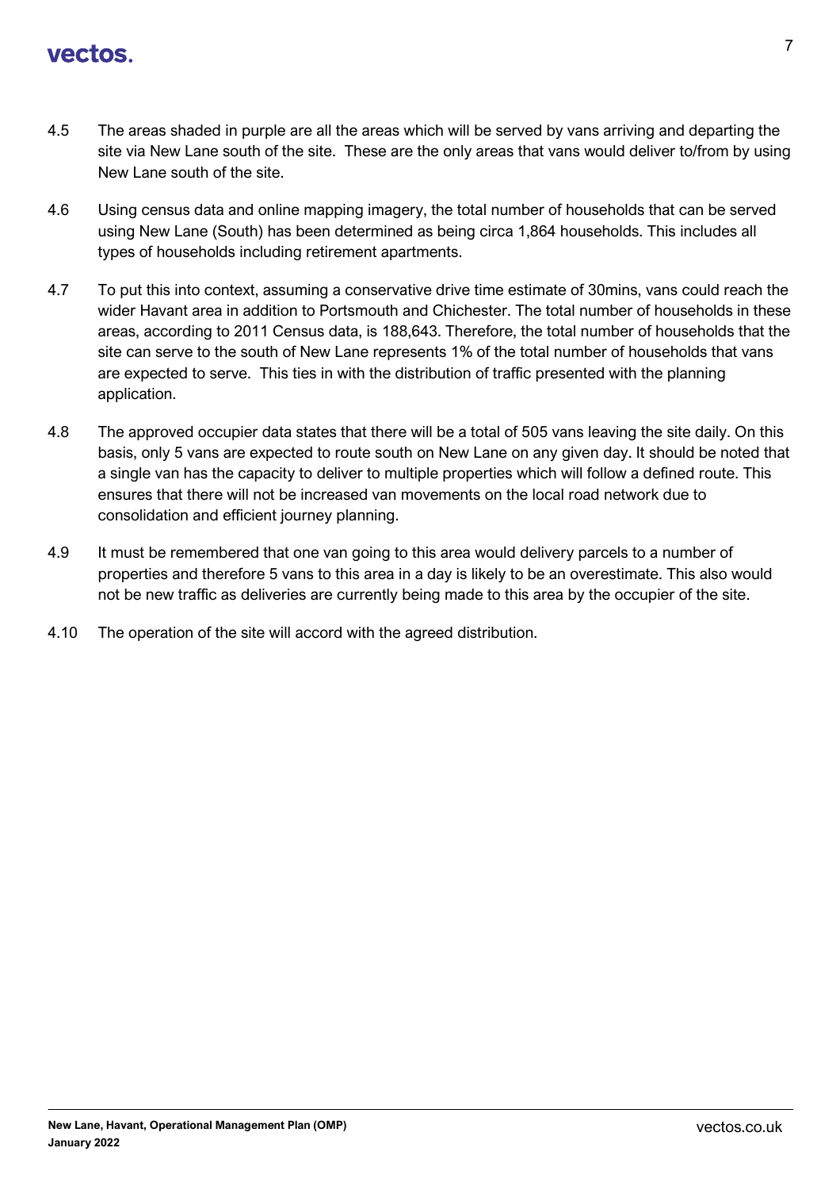4.5 The areas shaded in purple are all the areas which will be served by vans arriving and departing the site via New Lane south of the site. These are the only areas that vans would deliver to/from by using New Lane south of the site.

4.6 Using census data and online mapping imagery, the total number of households that can be served using New Lane (South) has been determined as being circa 1,864 households. This includes all types of households including retirement apartments.

4.7 To put this into context, assuming a conservative drive time estimate of 30mins, vans could reach the wider Havant area in addition to Portsmouth and Chichester. The total number of households in these areas, according to 2011 Census data, is 188,643. Therefore, the total number of households that the site can serve to the south of New Lane represents 1% of the total number of households that vans are expected to serve. This ties in with the distribution of traffic presented with the planning application.

4.8 The approved occupier data states that there will be a total of 505 vans leaving the site daily. On this basis, only 5 vans are expected to route south on New Lane on any given day. It should be noted that a single van has the capacity to deliver to multiple properties which will follow a defined route. This ensures that there will not be increased van movements on the local road network due to consolidation and efficient journey planning.

4.9 It must be remembered that one van going to this area would delivery parcels to a number of properties and therefore 5 vans to this area in a day is likely to be an overestimate. This also would not be new traffic as deliveries are currently being made to this area by the occupier of the site.

4.10 The operation of the site will accord with the agreed distribution.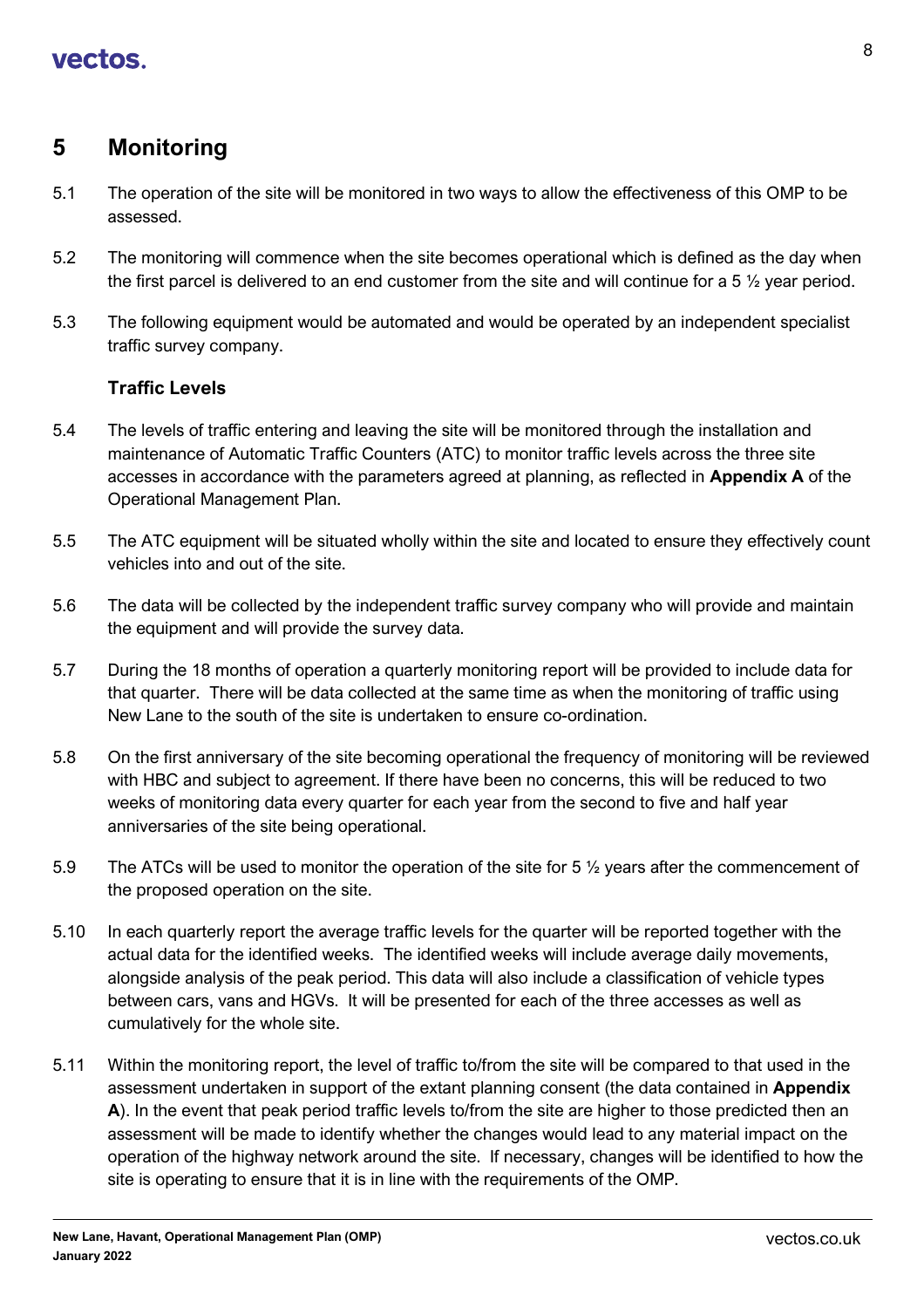# 5 Monitoring

5.1 The operation of the site will be monitored in two ways to allow the effectiveness of this OMP to be assessed.

5.2 The monitoring will commence when the site becomes operational which is defined as the day when the first parcel is delivered to an end customer from the site and will continue for a 5 ½ year period.

5.3 The following equipment would be automated and would be operated by an independent specialist traffic survey company.

**Traffic Levels**

5.4 The levels of traffic entering and leaving the site will be monitored through the installation and maintenance of Automatic Traffic Counters (ATC) to monitor traffic levels across the three site accesses in accordance with the parameters agreed at planning, as reflected in **Appendix A** of the Operational Management Plan.

5.5 The ATC equipment will be situated wholly within the site and located to ensure they effectively count vehicles into and out of the site.

5.6 The data will be collected by the independent traffic survey company who will provide and maintain the equipment and will provide the survey data.

5.7 During the 18 months of operation a quarterly monitoring report will be provided to include data for that quarter. There will be data collected at the same time as when the monitoring of traffic using New Lane to the south of the site is undertaken to ensure co-ordination.

5.8 On the first anniversary of the site becoming operational the frequency of monitoring will be reviewed with HBC and subject to agreement. If there have been no concerns, this will be reduced to two weeks of monitoring data every quarter for each year from the second to five and half year anniversaries of the site being operational.

5.9 The ATCs will be used to monitor the operation of the site for 5 ½ years after the commencement of the proposed operation on the site.

5.10 In each quarterly report the average traffic levels for the quarter will be reported together with the actual data for the identified weeks. The identified weeks will include average daily movements, alongside analysis of the peak period. This data will also include a classification of vehicle types between cars, vans and HGVs. It will be presented for each of the three accesses as well as cumulatively for the whole site.

5.11 Within the monitoring report, the level of traffic to/from the site will be compared to that used in the assessment undertaken in support of the extant planning consent (the data contained in **Appendix A**). In the event that peak period traffic levels to/from the site are higher to those predicted then an assessment will be made to identify whether the changes would lead to any material impact on the operation of the highway network around the site. If necessary, changes will be identified to how the site is operating to ensure that it is in line with the requirements of the OMP.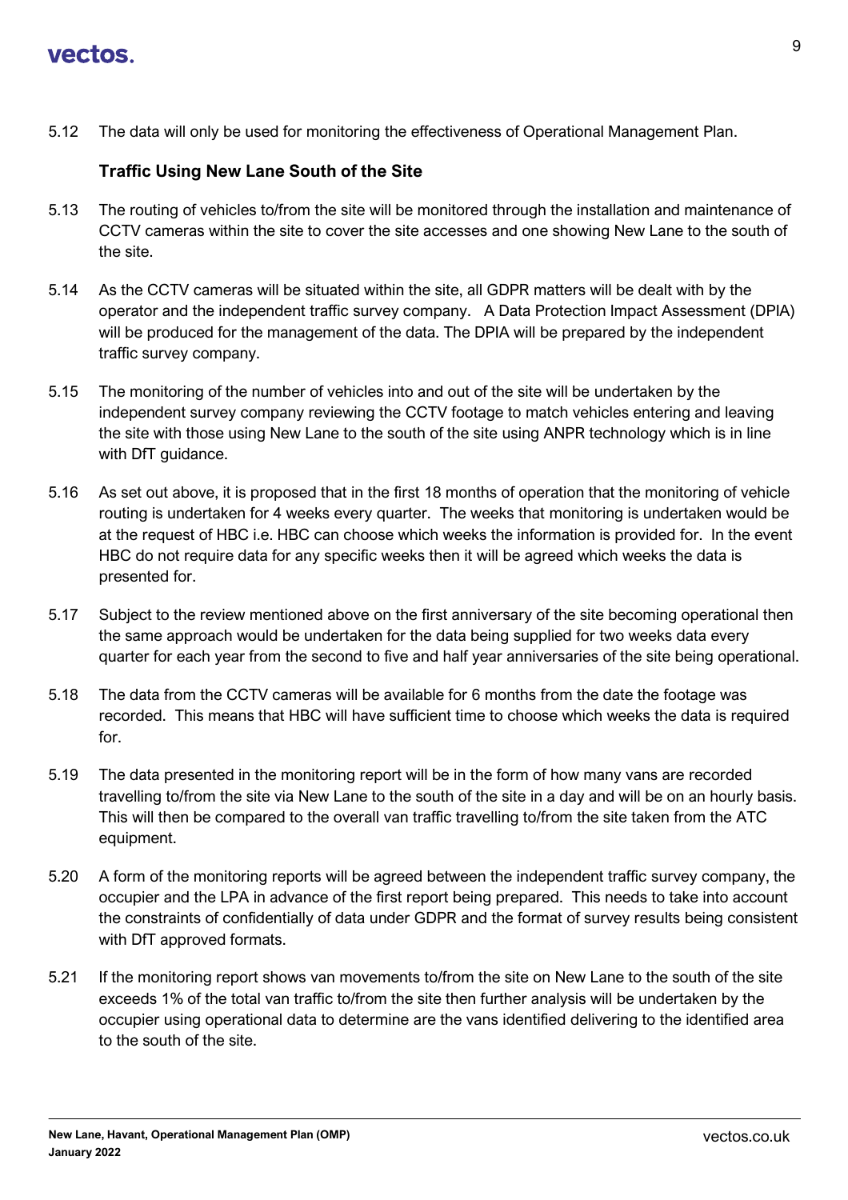5.12 The data will only be used for monitoring the effectiveness of Operational Management Plan.

### Traffic Using New Lane South of the Site

5.13 The routing of vehicles to/from the site will be monitored through the installation and maintenance of CCTV cameras within the site to cover the site accesses and one showing New Lane to the south of the site.

5.14 As the CCTV cameras will be situated within the site, all GDPR matters will be dealt with by the operator and the independent traffic survey company. A Data Protection Impact Assessment (DPIA) will be produced for the management of the data. The DPIA will be prepared by the independent traffic survey company.

5.15 The monitoring of the number of vehicles into and out of the site will be undertaken by the independent survey company reviewing the CCTV footage to match vehicles entering and leaving the site with those using New Lane to the south of the site using ANPR technology which is in line with DfT guidance.

5.16 As set out above, it is proposed that in the first 18 months of operation that the monitoring of vehicle routing is undertaken for 4 weeks every quarter. The weeks that monitoring is undertaken would be at the request of HBC i.e. HBC can choose which weeks the information is provided for. In the event HBC do not require data for any specific weeks then it will be agreed which weeks the data is presented for.

5.17 Subject to the review mentioned above on the first anniversary of the site becoming operational then the same approach would be undertaken for the data being supplied for two weeks data every quarter for each year from the second to five and half year anniversaries of the site being operational.

5.18 The data from the CCTV cameras will be available for 6 months from the date the footage was recorded. This means that HBC will have sufficient time to choose which weeks the data is required for.

5.19 The data presented in the monitoring report will be in the form of how many vans are recorded travelling to/from the site via New Lane to the south of the site in a day and will be on an hourly basis. This will then be compared to the overall van traffic travelling to/from the site taken from the ATC equipment.

5.20 A form of the monitoring reports will be agreed between the independent traffic survey company, the occupier and the LPA in advance of the first report being prepared. This needs to take into account the constraints of confidentially of data under GDPR and the format of survey results being consistent with DfT approved formats.

5.21 If the monitoring report shows van movements to/from the site on New Lane to the south of the site exceeds 1% of the total van traffic to/from the site then further analysis will be undertaken by the occupier using operational data to determine are the vans identified delivering to the identified area to the south of the site.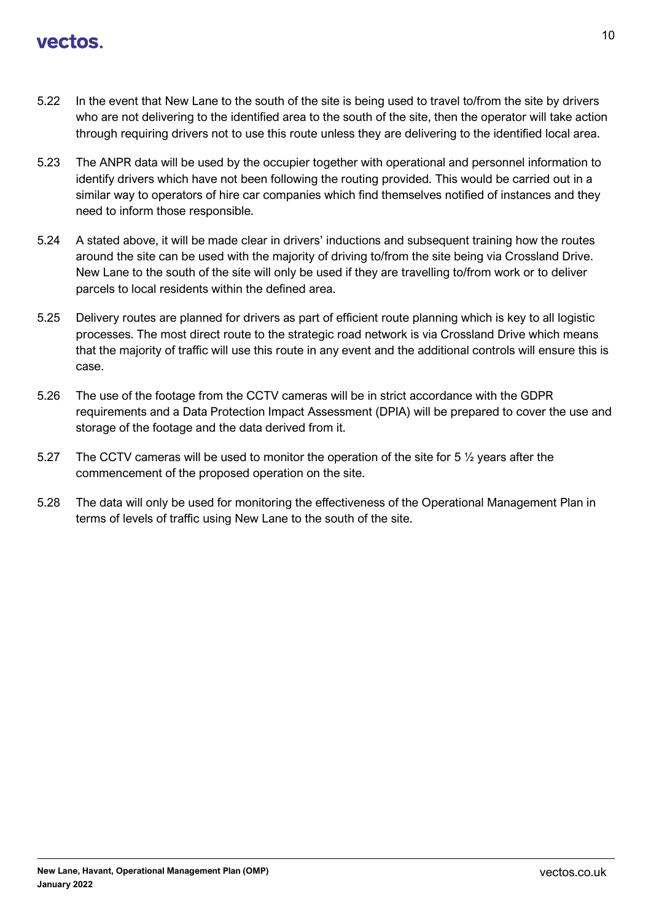5.22 In the event that New Lane to the south of the site is being used to travel to/from the site by drivers who are not delivering to the identified area to the south of the site, then the operator will take action through requiring drivers not to use this route unless they are delivering to the identified local area.

5.23 The ANPR data will be used by the occupier together with operational and personnel information to identify drivers which have not been following the routing provided. This would be carried out in a similar way to operators of hire car companies which find themselves notified of instances and they need to inform those responsible.

5.24 A stated above, it will be made clear in drivers' inductions and subsequent training how the routes around the site can be used with the majority of driving to/from the site being via Crossland Drive. New Lane to the south of the site will only be used if they are travelling to/from work or to deliver parcels to local residents within the defined area.

5.25 Delivery routes are planned for drivers as part of efficient route planning which is key to all logistic processes. The most direct route to the strategic road network is via Crossland Drive which means that the majority of traffic will use this route in any event and the additional controls will ensure this is case.

5.26 The use of the footage from the CCTV cameras will be in strict accordance with the GDPR requirements and a Data Protection Impact Assessment (DPIA) will be prepared to cover the use and storage of the footage and the data derived from it.

5.27 The CCTV cameras will be used to monitor the operation of the site for 5 ½ years after the commencement of the proposed operation on the site.

5.28 The data will only be used for monitoring the effectiveness of the Operational Management Plan in terms of levels of traffic using New Lane to the south of the site.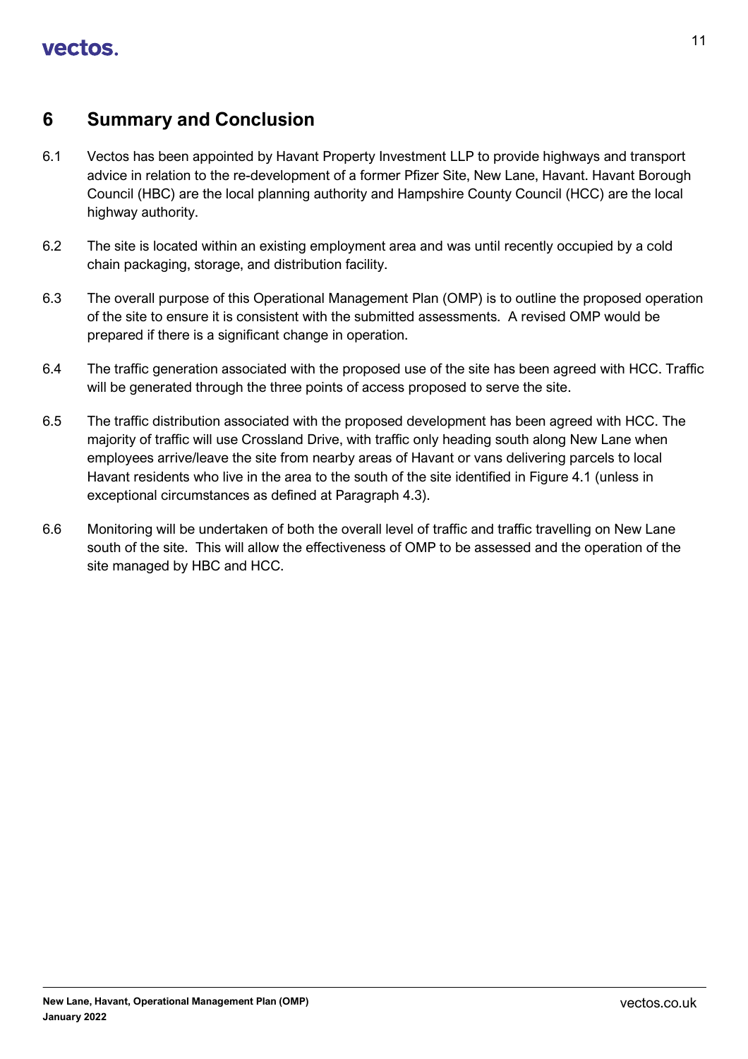# 6 Summary and Conclusion

6.1 Vectos has been appointed by Havant Property Investment LLP to provide highways and transport advice in relation to the re-development of a former Pfizer Site, New Lane, Havant. Havant Borough Council (HBC) are the local planning authority and Hampshire County Council (HCC) are the local highway authority.

6.2 The site is located within an existing employment area and was until recently occupied by a cold chain packaging, storage, and distribution facility.

6.3 The overall purpose of this Operational Management Plan (OMP) is to outline the proposed operation of the site to ensure it is consistent with the submitted assessments. A revised OMP would be prepared if there is a significant change in operation.

6.4 The traffic generation associated with the proposed use of the site has been agreed with HCC. Traffic will be generated through the three points of access proposed to serve the site.

6.5 The traffic distribution associated with the proposed development has been agreed with HCC. The majority of traffic will use Crossland Drive, with traffic only heading south along New Lane when employees arrive/leave the site from nearby areas of Havant or vans delivering parcels to local Havant residents who live in the area to the south of the site identified in Figure 4.1 (unless in exceptional circumstances as defined at Paragraph 4.3).

6.6 Monitoring will be undertaken of both the overall level of traffic and traffic travelling on New Lane south of the site. This will allow the effectiveness of OMP to be assessed and the operation of the site managed by HBC and HCC.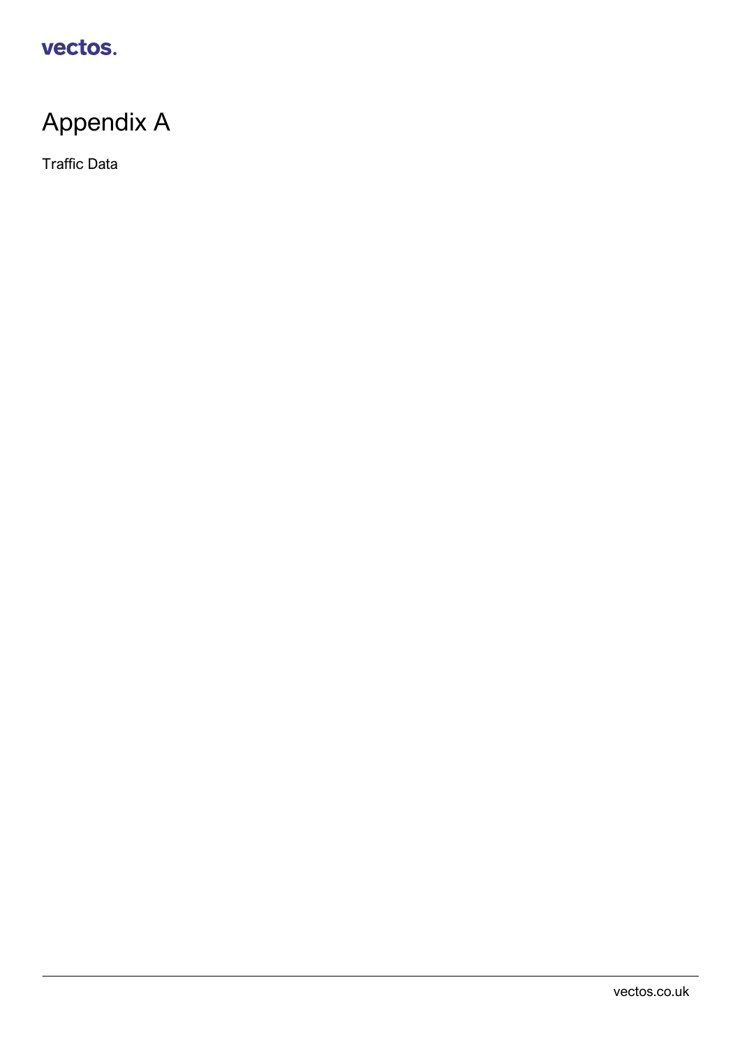# Appendix A

Traffic Data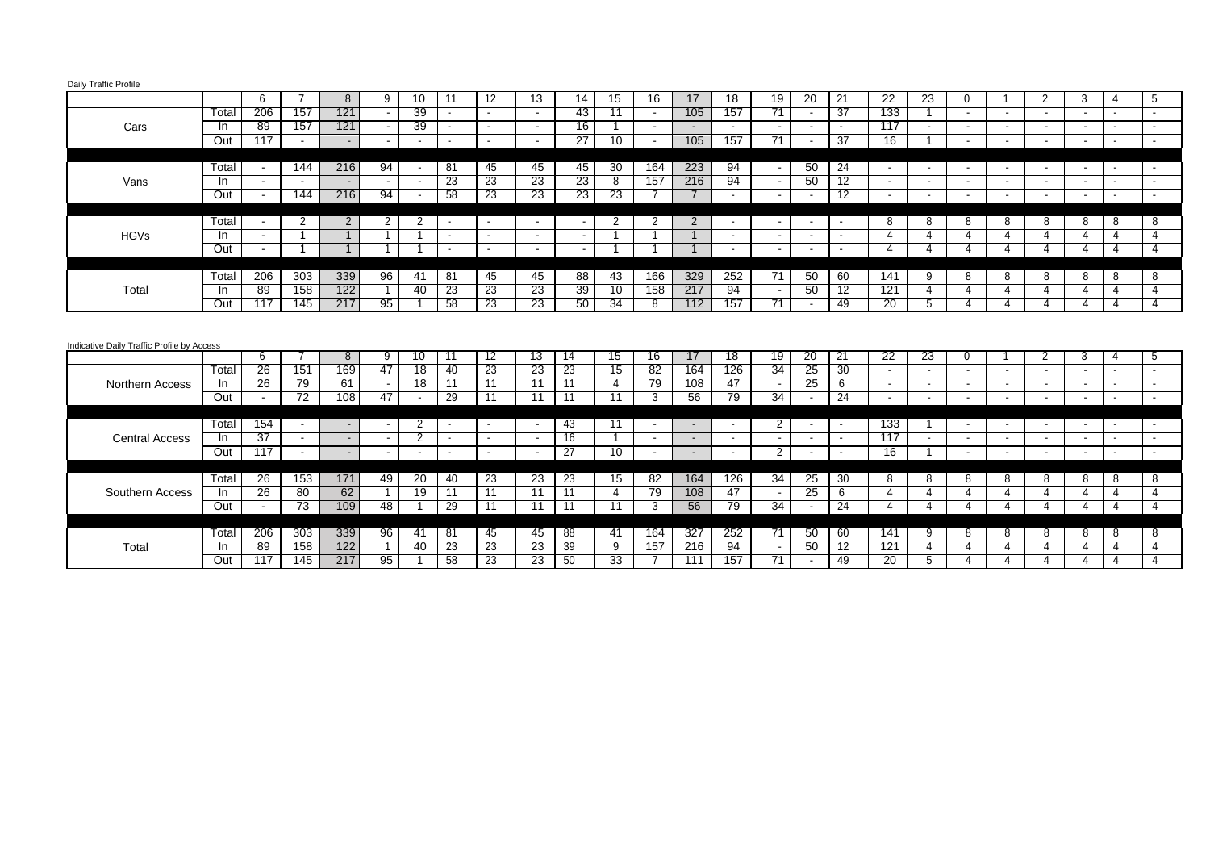Daily Traffic Profile

| | | 6 | 7 | 8 | 9 | 10 | 11 | 12 | 13 | 14 | 15 | 16 | 17 | 18 | 19 | 20 | 21 | 22 | 23 | 0 | 1 | 2 | 3 | 4 | 5 |
|---|---|---|---|---|---|---|---|---|---|---|---|---|---|---|---|---|---|---|---|---|---|---|---|---|---|
| Cars | Total | 206 | 157 | 121 | - | 39 | - | - | - | 43 | 11 | - | 105 | 157 | 71 | - | 37 | 133 | 1 | - | - | - | - | - | - |
| | In | 89 | 157 | 121 | - | 39 | - | - | - | 16 | 1 | - | - | - | - | - | - | 117 | - | - | - | - | - | - | - |
| | Out | 117 | - | - | - | - | - | - | - | 27 | 10 | - | 105 | 157 | 71 | - | 37 | 16 | 1 | - | - | - | - | - | - |
| Vans | Total | - | 144 | 216 | 94 | - | 81 | 45 | 45 | 45 | 30 | 164 | 223 | 94 | - | 50 | 24 | - | - | - | - | - | - | - | - |
| | In | - | - | - | - | - | 23 | 23 | 23 | 23 | 8 | 157 | 216 | 94 | - | 50 | 12 | - | - | - | - | - | - | - | - |
| | Out | - | 144 | 216 | 94 | - | 58 | 23 | 23 | 23 | 23 | 7 | 7 | - | - | - | 12 | - | - | - | - | - | - | - | - |
| HGVs | Total | - | 2 | 2 | 2 | 2 | - | - | - | - | 2 | 2 | 2 | - | - | - | - | 8 | 8 | 8 | 8 | 8 | 8 | 8 | 8 |
| | In | - | 1 | 1 | 1 | 1 | - | - | - | - | 1 | 1 | 1 | - | - | - | - | 4 | 4 | 4 | 4 | 4 | 4 | 4 | 4 |
| | Out | - | 1 | 1 | 1 | 1 | - | - | - | - | 1 | 1 | 1 | - | - | - | - | 4 | 4 | 4 | 4 | 4 | 4 | 4 | 4 |
| Total | Total | 206 | 303 | 339 | 96 | 41 | 81 | 45 | 45 | 88 | 43 | 166 | 329 | 252 | 71 | 50 | 60 | 141 | 9 | 8 | 8 | 8 | 8 | 8 | 8 |
| | In | 89 | 158 | 122 | 1 | 40 | 23 | 23 | 23 | 39 | 10 | 158 | 217 | 94 | - | 50 | 12 | 121 | 4 | 4 | 4 | 4 | 4 | 4 | 4 |
| | Out | 117 | 145 | 217 | 95 | 1 | 58 | 23 | 23 | 50 | 34 | 8 | 112 | 157 | 71 | - | 49 | 20 | 5 | 4 | 4 | 4 | 4 | 4 | 4 |

Indicative Daily Traffic Profile by Access

| | | 6 | 7 | 8 | 9 | 10 | 11 | 12 | 13 | 14 | 15 | 16 | 17 | 18 | 19 | 20 | 21 | 22 | 23 | 0 | 1 | 2 | 3 | 4 | 5 |
|---|---|---|---|---|---|---|---|---|---|---|---|---|---|---|---|---|---|---|---|---|---|---|---|---|---|
| Northern Access | Total | 26 | 151 | 169 | 47 | 18 | 40 | 23 | 23 | 23 | 15 | 82 | 164 | 126 | 34 | 25 | 30 | - | - | - | - | - | - | - | - |
| | In | 26 | 79 | 61 | - | 18 | 11 | 11 | 11 | 11 | 4 | 79 | 108 | 47 | - | 25 | 6 | - | - | - | - | - | - | - | - |
| | Out | - | 72 | 108 | 47 | - | 29 | 11 | 11 | 11 | 11 | 3 | 56 | 79 | 34 | - | 24 | - | - | - | - | - | - | - | - |
| Central Access | Total | 154 | - | - | - | 2 | - | - | - | 43 | 11 | - | - | - | 2 | - | - | 133 | 1 | - | - | - | - | - | - |
| | In | 37 | - | - | - | 2 | - | - | - | 16 | 1 | - | - | - | - | - | - | 117 | - | - | - | - | - | - | - |
| | Out | 117 | - | - | - | - | - | - | - | 27 | 10 | - | - | - | 2 | - | - | 16 | 1 | - | - | - | - | - | - |
| Southern Access | Total | 26 | 153 | 171 | 49 | 20 | 40 | 23 | 23 | 23 | 15 | 82 | 164 | 126 | 34 | 25 | 30 | 8 | 8 | 8 | 8 | 8 | 8 | 8 | 8 |
| | In | 26 | 80 | 62 | 1 | 19 | 11 | 11 | 11 | 11 | 4 | 79 | 108 | 47 | - | 25 | 6 | 4 | 4 | 4 | 4 | 4 | 4 | 4 | 4 |
| | Out | - | 73 | 109 | 48 | 1 | 29 | 11 | 11 | 11 | 11 | 3 | 56 | 79 | 34 | - | 24 | 4 | 4 | 4 | 4 | 4 | 4 | 4 | 4 |
| Total | Total | 206 | 303 | 339 | 96 | 41 | 81 | 45 | 45 | 88 | 41 | 164 | 327 | 252 | 71 | 50 | 60 | 141 | 9 | 8 | 8 | 8 | 8 | 8 | 8 |
| | In | 89 | 158 | 122 | 1 | 40 | 23 | 23 | 23 | 39 | 9 | 157 | 216 | 94 | - | 50 | 12 | 121 | 4 | 4 | 4 | 4 | 4 | 4 | 4 |
| | Out | 117 | 145 | 217 | 95 | 1 | 58 | 23 | 23 | 50 | 33 | 7 | 111 | 157 | 71 | - | 49 | 20 | 5 | 4 | 4 | 4 | 4 | 4 | 4 |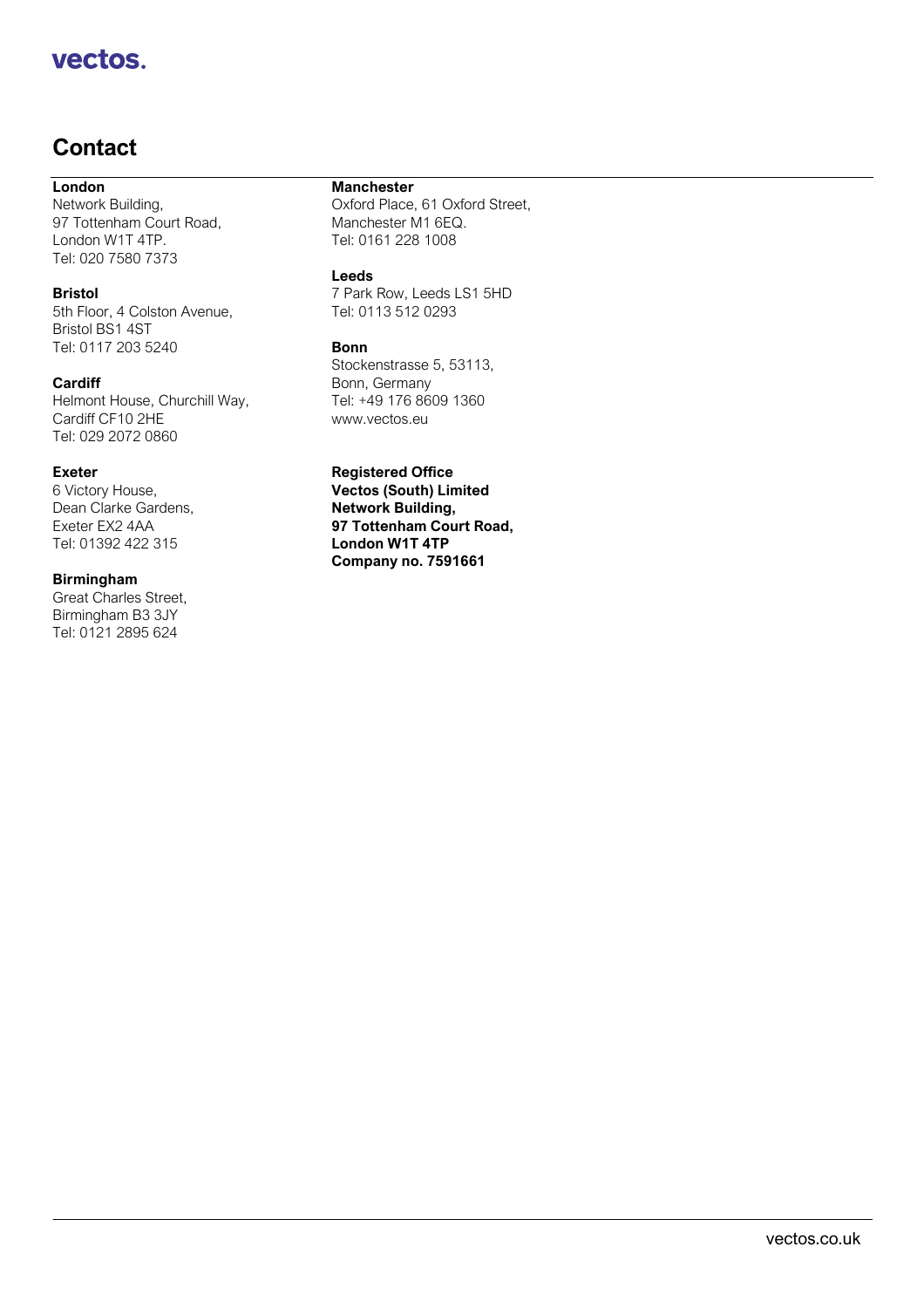vectos.

## Contact

**London**
Network Building,
97 Tottenham Court Road,
London W1T 4TP.
Tel: 020 7580 7373

**Bristol**
5th Floor, 4 Colston Avenue,
Bristol BS1 4ST
Tel: 0117 203 5240

**Cardiff**
Helmont House, Churchill Way,
Cardiff CF10 2HE
Tel: 029 2072 0860

**Exeter**
6 Victory House,
Dean Clarke Gardens,
Exeter EX2 4AA
Tel: 01392 422 315

**Birmingham**
Great Charles Street,
Birmingham B3 3JY
Tel: 0121 2895 624

**Manchester**
Oxford Place, 61 Oxford Street,
Manchester M1 6EQ.
Tel: 0161 228 1008

**Leeds**
7 Park Row, Leeds LS1 5HD
Tel: 0113 512 0293

**Bonn**
Stockenstrasse 5, 53113,
Bonn, Germany
Tel: +49 176 8609 1360
www.vectos.eu

**Registered Office**
**Vectos (South) Limited**
**Network Building,**
**97 Tottenham Court Road,**
**London W1T 4TP**
**Company no. 7591661**

vectos.co.uk